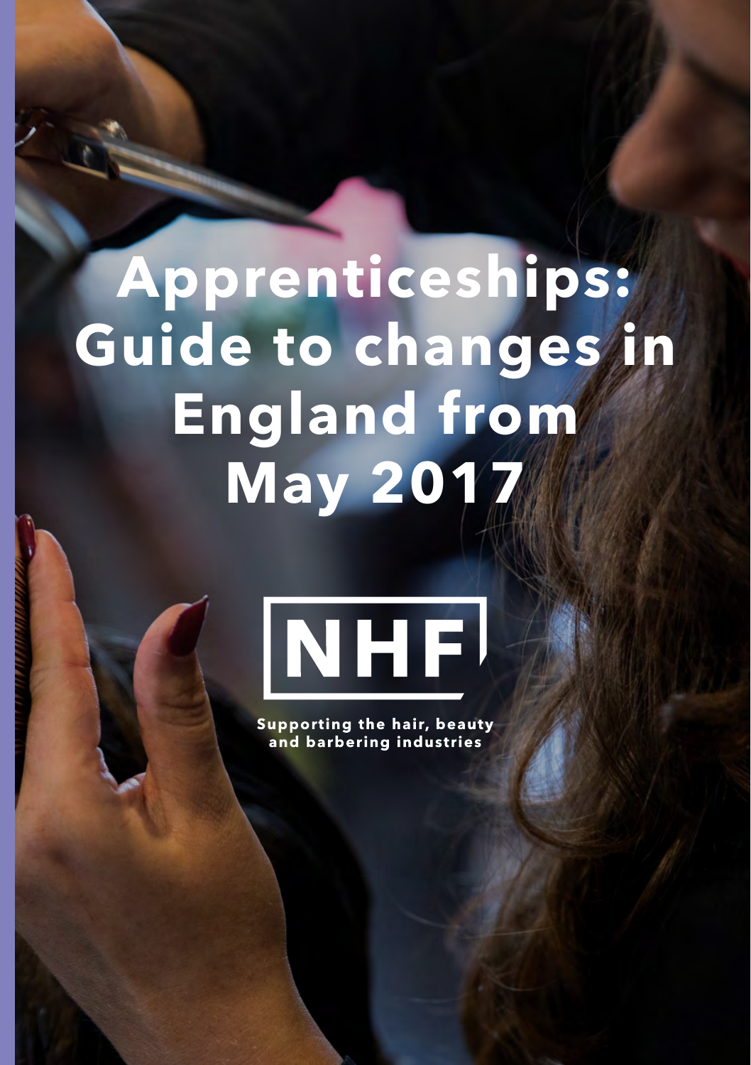# Apprenticeships: Guide to changes in England from May 2017

NHF

Supporting the hair, beauty and barbering industries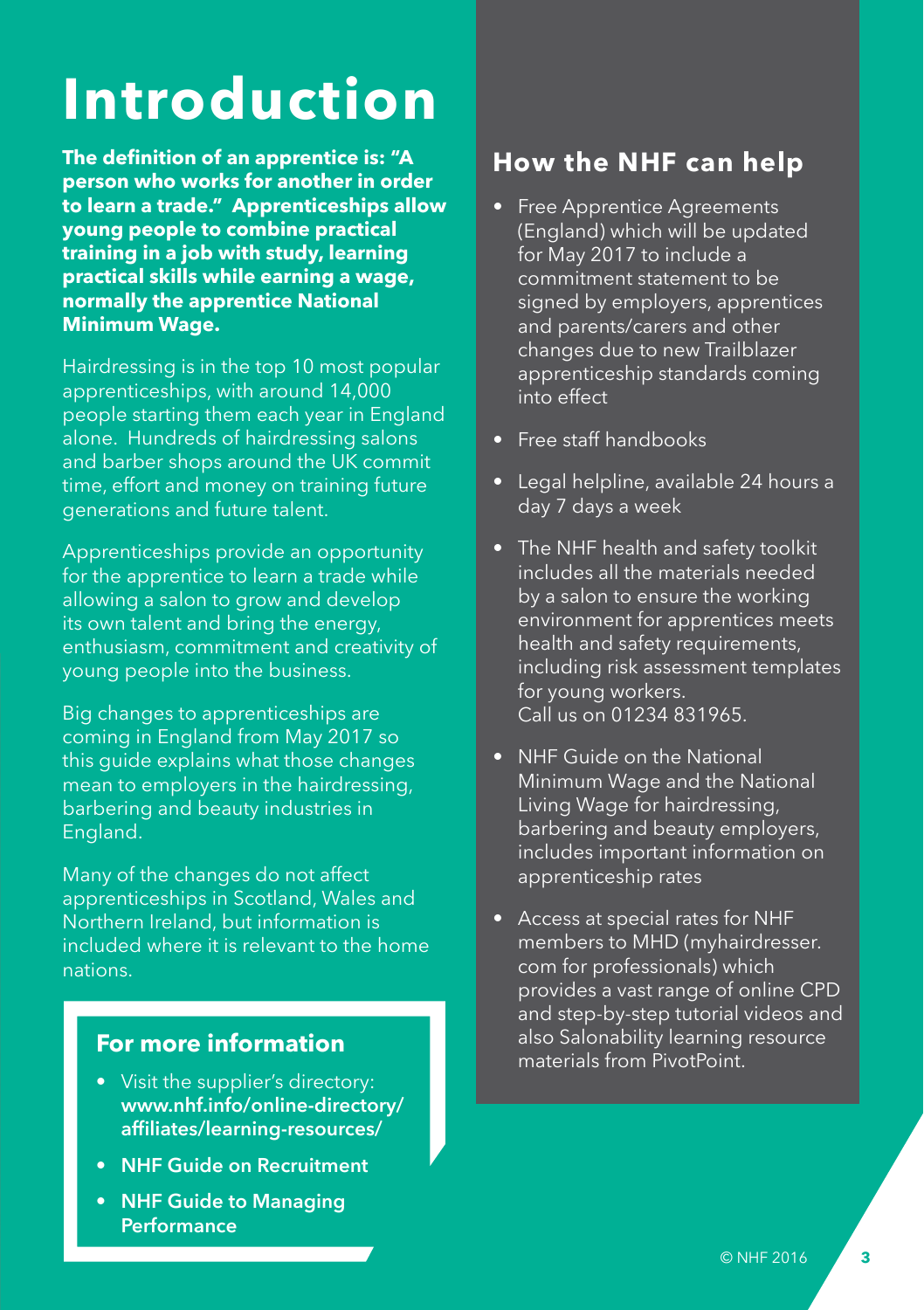# Introduction

**The definition of an apprentice is: "A person who works for another in order to learn a trade." Apprenticeships allow young people to combine practical training in a job with study, learning practical skills while earning a wage, normally the apprentice National Minimum Wage.**

Hairdressing is in the top 10 most popular apprenticeships, with around 14,000 people starting them each year in England alone. Hundreds of hairdressing salons and barber shops around the UK commit time, effort and money on training future generations and future talent.

Apprenticeships provide an opportunity for the apprentice to learn a trade while allowing a salon to grow and develop its own talent and bring the energy, enthusiasm, commitment and creativity of young people into the business.

Big changes to apprenticeships are coming in England from May 2017 so this guide explains what those changes mean to employers in the hairdressing, barbering and beauty industries in England.

Many of the changes do not affect apprenticeships in Scotland, Wales and Northern Ireland, but information is included where it is relevant to the home nations.

## For more information

- Visit the supplier's directory: **www.nhf.info/online-directory/affiliates/learning-resources/**
- **NHF Guide on Recruitment**
- **NHF Guide to Managing Performance**

## How the NHF can help

- Free Apprentice Agreements (England) which will be updated for May 2017 to include a commitment statement to be signed by employers, apprentices and parents/carers and other changes due to new Trailblazer apprenticeship standards coming into effect
- Free staff handbooks
- Legal helpline, available 24 hours a day 7 days a week
- The NHF health and safety toolkit includes all the materials needed by a salon to ensure the working environment for apprentices meets health and safety requirements, including risk assessment templates for young workers.
  Call us on 01234 831965.
- NHF Guide on the National Minimum Wage and the National Living Wage for hairdressing, barbering and beauty employers, includes important information on apprenticeship rates
- Access at special rates for NHF members to MHD (myhairdresser.com for professionals) which provides a vast range of online CPD and step-by-step tutorial videos and also Salonability learning resource materials from PivotPoint.

© NHF 2016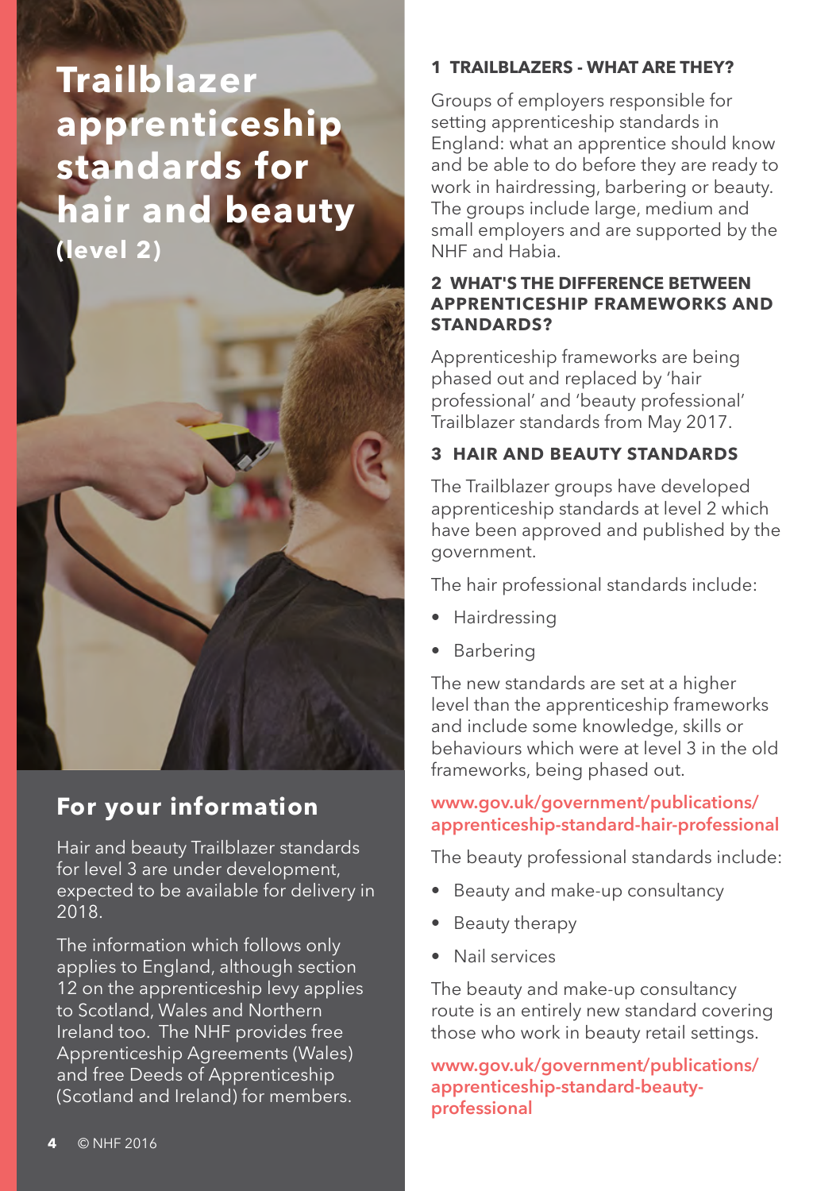# Trailblazer apprenticeship standards for hair and beauty (level 2)

## For your information

Hair and beauty Trailblazer standards for level 3 are under development, expected to be available for delivery in 2018.

The information which follows only applies to England, although section 12 on the apprenticeship levy applies to Scotland, Wales and Northern Ireland too. The NHF provides free Apprenticeship Agreements (Wales) and free Deeds of Apprenticeship (Scotland and Ireland) for members.

### 1 TRAILBLAZERS - WHAT ARE THEY?

Groups of employers responsible for setting apprenticeship standards in England: what an apprentice should know and be able to do before they are ready to work in hairdressing, barbering or beauty. The groups include large, medium and small employers and are supported by the NHF and Habia.

### 2 WHAT'S THE DIFFERENCE BETWEEN APPRENTICESHIP FRAMEWORKS AND STANDARDS?

Apprenticeship frameworks are being phased out and replaced by 'hair professional' and 'beauty professional' Trailblazer standards from May 2017.

### 3 HAIR AND BEAUTY STANDARDS

The Trailblazer groups have developed apprenticeship standards at level 2 which have been approved and published by the government.

The hair professional standards include:

- Hairdressing
- Barbering

The new standards are set at a higher level than the apprenticeship frameworks and include some knowledge, skills or behaviours which were at level 3 in the old frameworks, being phased out.

www.gov.uk/government/publications/apprenticeship-standard-hair-professional

The beauty professional standards include:

- Beauty and make-up consultancy
- Beauty therapy
- Nail services

The beauty and make-up consultancy route is an entirely new standard covering those who work in beauty retail settings.

www.gov.uk/government/publications/apprenticeship-standard-beauty-professional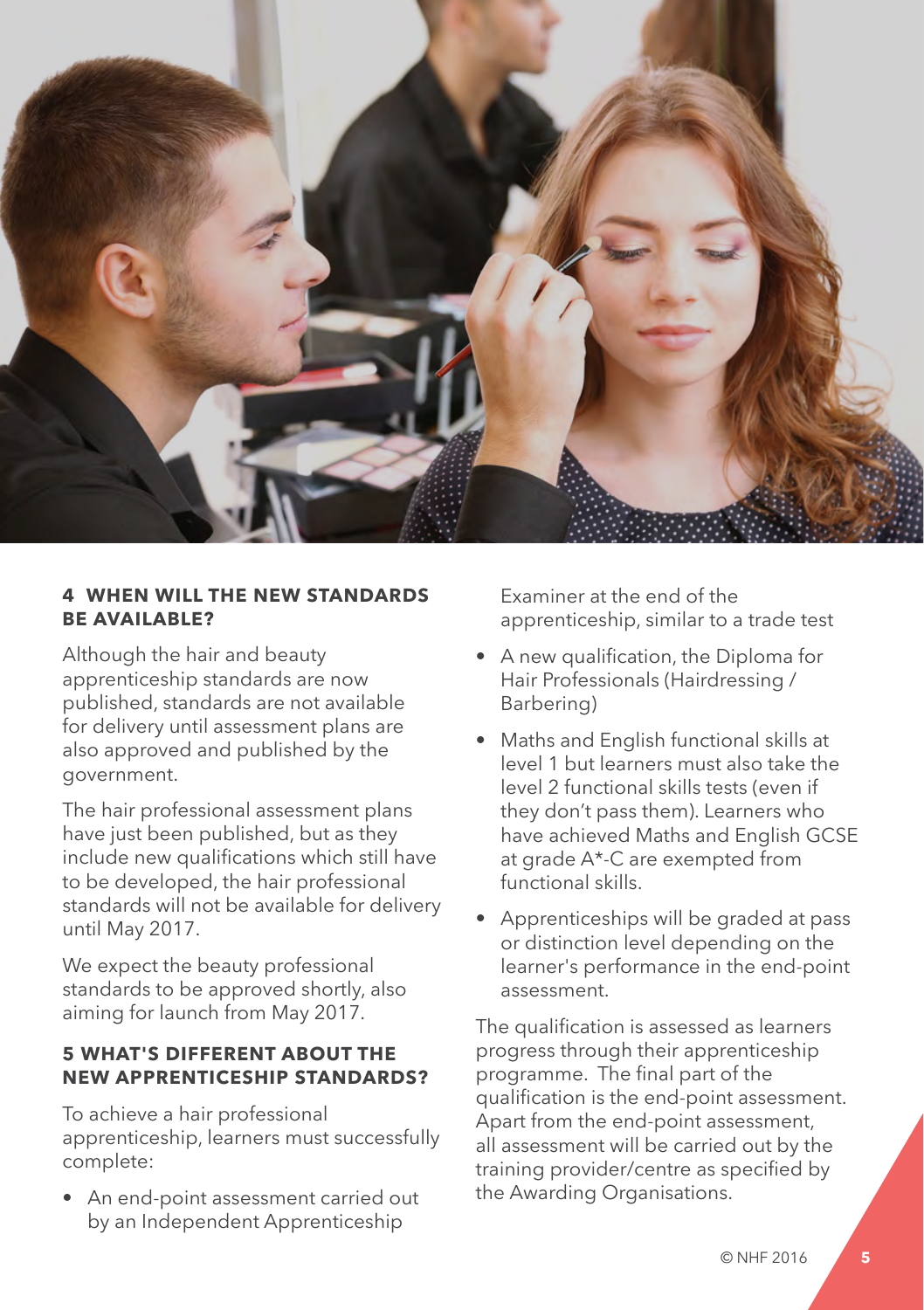### 4 WHEN WILL THE NEW STANDARDS BE AVAILABLE?

Although the hair and beauty apprenticeship standards are now published, standards are not available for delivery until assessment plans are also approved and published by the government.

The hair professional assessment plans have just been published, but as they include new qualifications which still have to be developed, the hair professional standards will not be available for delivery until May 2017.

We expect the beauty professional standards to be approved shortly, also aiming for launch from May 2017.

### 5 WHAT'S DIFFERENT ABOUT THE NEW APPRENTICESHIP STANDARDS?

To achieve a hair professional apprenticeship, learners must successfully complete:

- An end-point assessment carried out by an Independent Apprenticeship Examiner at the end of the apprenticeship, similar to a trade test
- A new qualification, the Diploma for Hair Professionals (Hairdressing / Barbering)
- Maths and English functional skills at level 1 but learners must also take the level 2 functional skills tests (even if they don't pass them). Learners who have achieved Maths and English GCSE at grade A*-C are exempted from functional skills.
- Apprenticeships will be graded at pass or distinction level depending on the learner's performance in the end-point assessment.

The qualification is assessed as learners progress through their apprenticeship programme. The final part of the qualification is the end-point assessment. Apart from the end-point assessment, all assessment will be carried out by the training provider/centre as specified by the Awarding Organisations.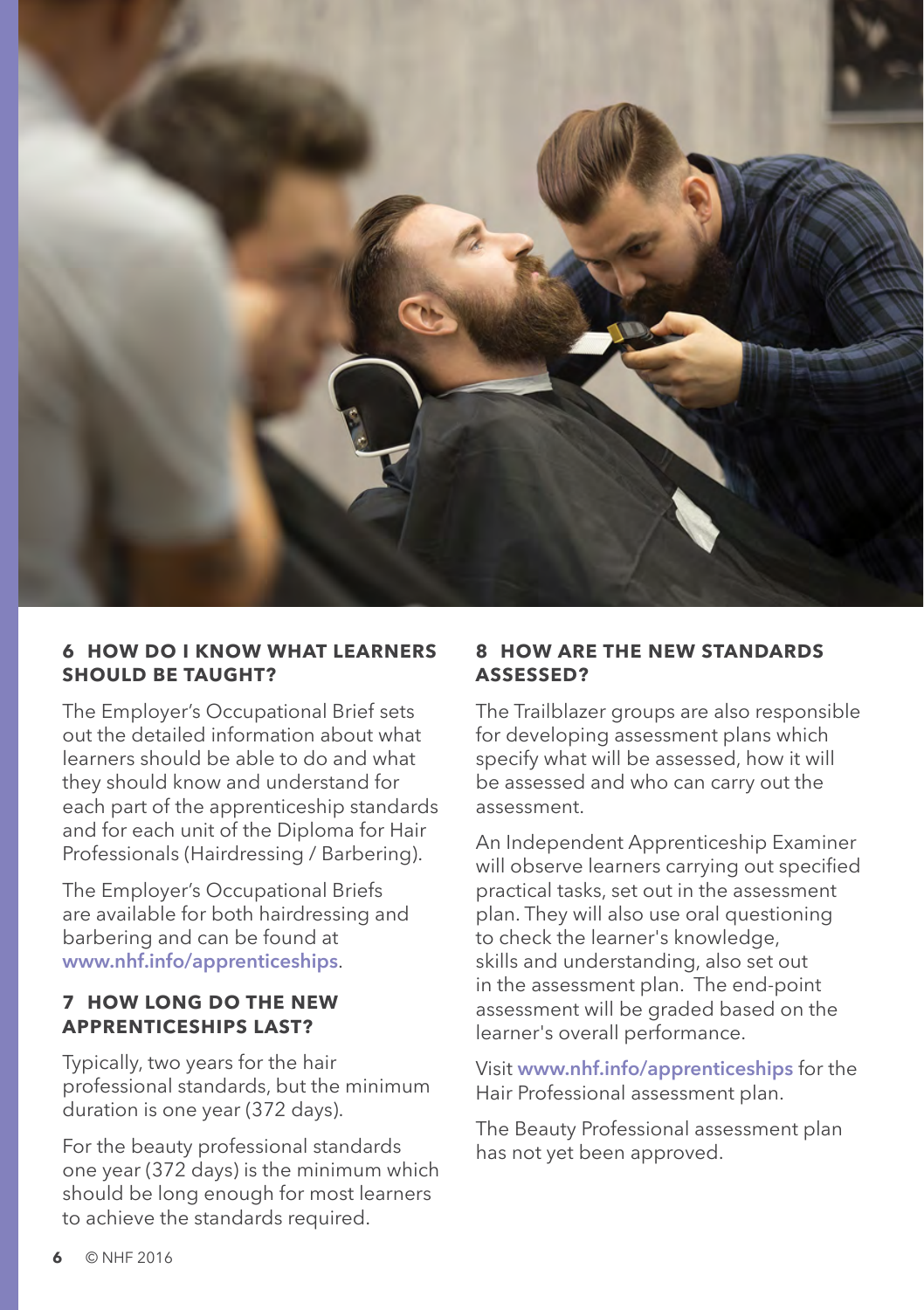## 6 HOW DO I KNOW WHAT LEARNERS SHOULD BE TAUGHT?

The Employer's Occupational Brief sets out the detailed information about what learners should be able to do and what they should know and understand for each part of the apprenticeship standards and for each unit of the Diploma for Hair Professionals (Hairdressing / Barbering).

The Employer's Occupational Briefs are available for both hairdressing and barbering and can be found at www.nhf.info/apprenticeships.

## 7 HOW LONG DO THE NEW APPRENTICESHIPS LAST?

Typically, two years for the hair professional standards, but the minimum duration is one year (372 days).

For the beauty professional standards one year (372 days) is the minimum which should be long enough for most learners to achieve the standards required.

## 8 HOW ARE THE NEW STANDARDS ASSESSED?

The Trailblazer groups are also responsible for developing assessment plans which specify what will be assessed, how it will be assessed and who can carry out the assessment.

An Independent Apprenticeship Examiner will observe learners carrying out specified practical tasks, set out in the assessment plan. They will also use oral questioning to check the learner's knowledge, skills and understanding, also set out in the assessment plan. The end-point assessment will be graded based on the learner's overall performance.

Visit www.nhf.info/apprenticeships for the Hair Professional assessment plan.

The Beauty Professional assessment plan has not yet been approved.

© NHF 2016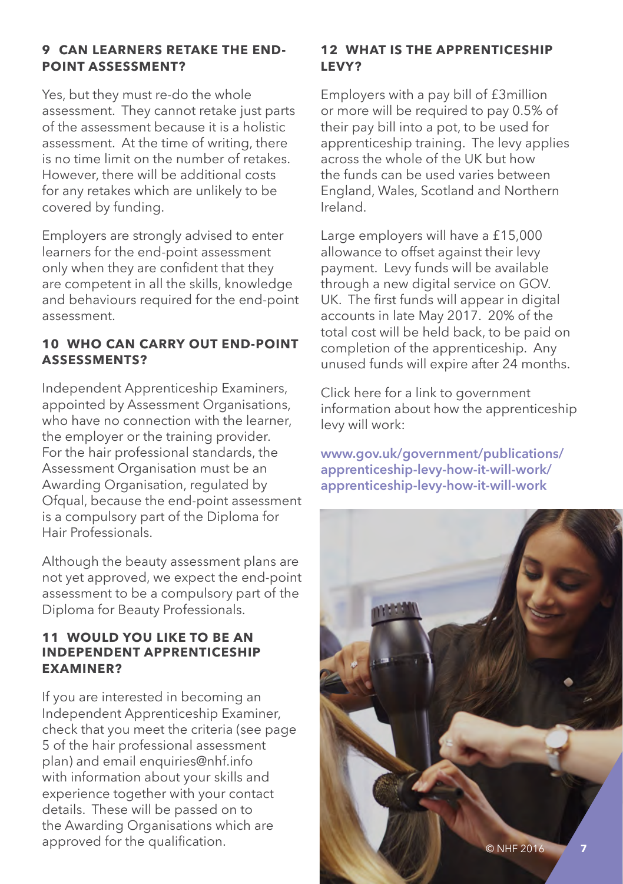## 9 CAN LEARNERS RETAKE THE END-POINT ASSESSMENT?

Yes, but they must re-do the whole assessment. They cannot retake just parts of the assessment because it is a holistic assessment. At the time of writing, there is no time limit on the number of retakes. However, there will be additional costs for any retakes which are unlikely to be covered by funding.

Employers are strongly advised to enter learners for the end-point assessment only when they are confident that they are competent in all the skills, knowledge and behaviours required for the end-point assessment.

## 10 WHO CAN CARRY OUT END-POINT ASSESSMENTS?

Independent Apprenticeship Examiners, appointed by Assessment Organisations, who have no connection with the learner, the employer or the training provider. For the hair professional standards, the Assessment Organisation must be an Awarding Organisation, regulated by Ofqual, because the end-point assessment is a compulsory part of the Diploma for Hair Professionals.

Although the beauty assessment plans are not yet approved, we expect the end-point assessment to be a compulsory part of the Diploma for Beauty Professionals.

## 11 WOULD YOU LIKE TO BE AN INDEPENDENT APPRENTICESHIP EXAMINER?

If you are interested in becoming an Independent Apprenticeship Examiner, check that you meet the criteria (see page 5 of the hair professional assessment plan) and email enquiries@nhf.info with information about your skills and experience together with your contact details. These will be passed on to the Awarding Organisations which are approved for the qualification.

## 12 WHAT IS THE APPRENTICESHIP LEVY?

Employers with a pay bill of £3million or more will be required to pay 0.5% of their pay bill into a pot, to be used for apprenticeship training. The levy applies across the whole of the UK but how the funds can be used varies between England, Wales, Scotland and Northern Ireland.

Large employers will have a £15,000 allowance to offset against their levy payment. Levy funds will be available through a new digital service on GOV.UK. The first funds will appear in digital accounts in late May 2017. 20% of the total cost will be held back, to be paid on completion of the apprenticeship. Any unused funds will expire after 24 months.

Click here for a link to government information about how the apprenticeship levy will work:

**www.gov.uk/government/publications/apprenticeship-levy-how-it-will-work/apprenticeship-levy-how-it-will-work**

© NHF 2016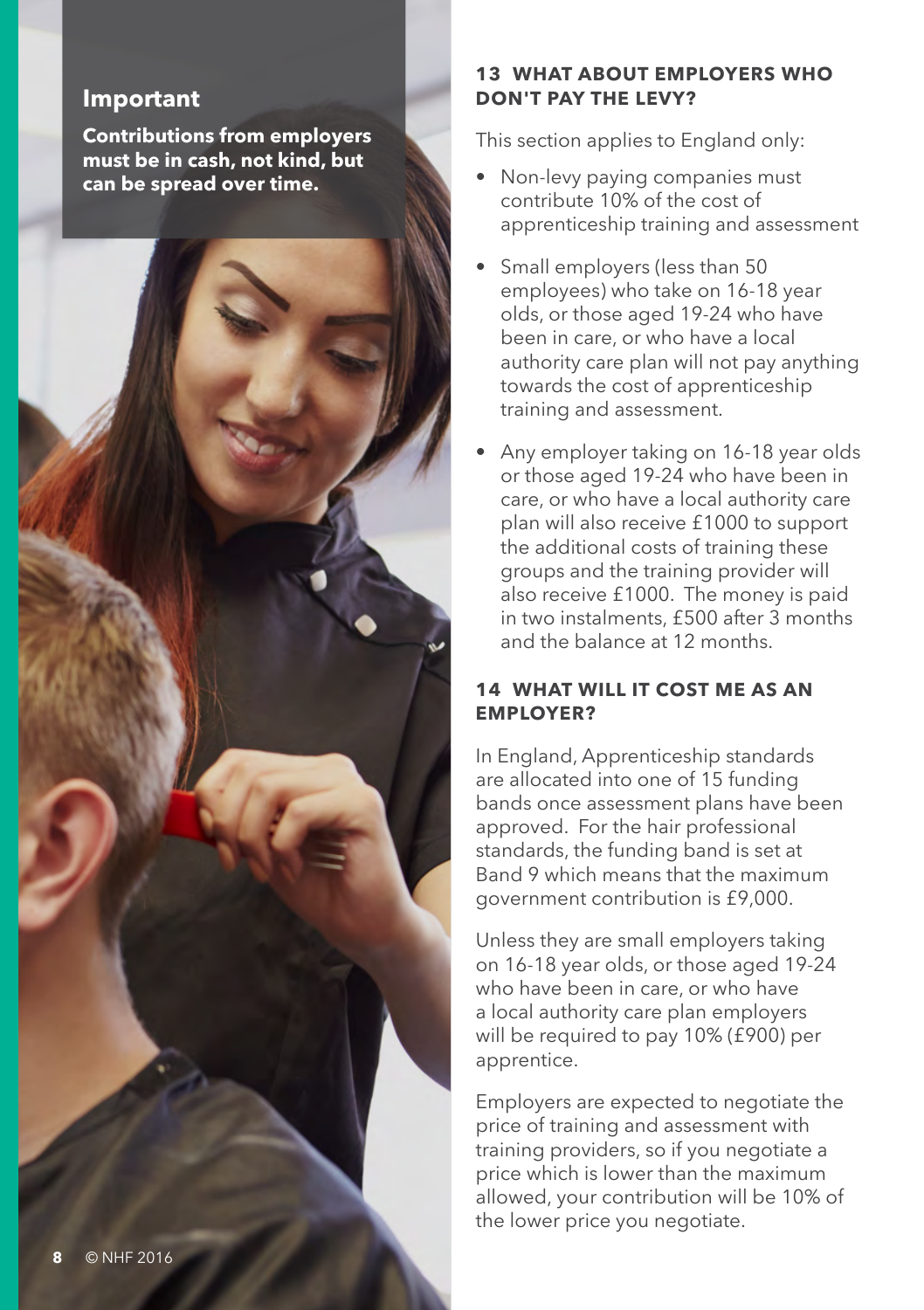**Important**

**Contributions from employers must be in cash, not kind, but can be spread over time.**

### 13 WHAT ABOUT EMPLOYERS WHO DON'T PAY THE LEVY?

This section applies to England only:

- Non-levy paying companies must contribute 10% of the cost of apprenticeship training and assessment
- Small employers (less than 50 employees) who take on 16-18 year olds, or those aged 19-24 who have been in care, or who have a local authority care plan will not pay anything towards the cost of apprenticeship training and assessment.
- Any employer taking on 16-18 year olds or those aged 19-24 who have been in care, or who have a local authority care plan will also receive £1000 to support the additional costs of training these groups and the training provider will also receive £1000. The money is paid in two instalments, £500 after 3 months and the balance at 12 months.

### 14 WHAT WILL IT COST ME AS AN EMPLOYER?

In England, Apprenticeship standards are allocated into one of 15 funding bands once assessment plans have been approved. For the hair professional standards, the funding band is set at Band 9 which means that the maximum government contribution is £9,000.

Unless they are small employers taking on 16-18 year olds, or those aged 19-24 who have been in care, or who have a local authority care plan employers will be required to pay 10% (£900) per apprentice.

Employers are expected to negotiate the price of training and assessment with training providers, so if you negotiate a price which is lower than the maximum allowed, your contribution will be 10% of the lower price you negotiate.

© NHF 2016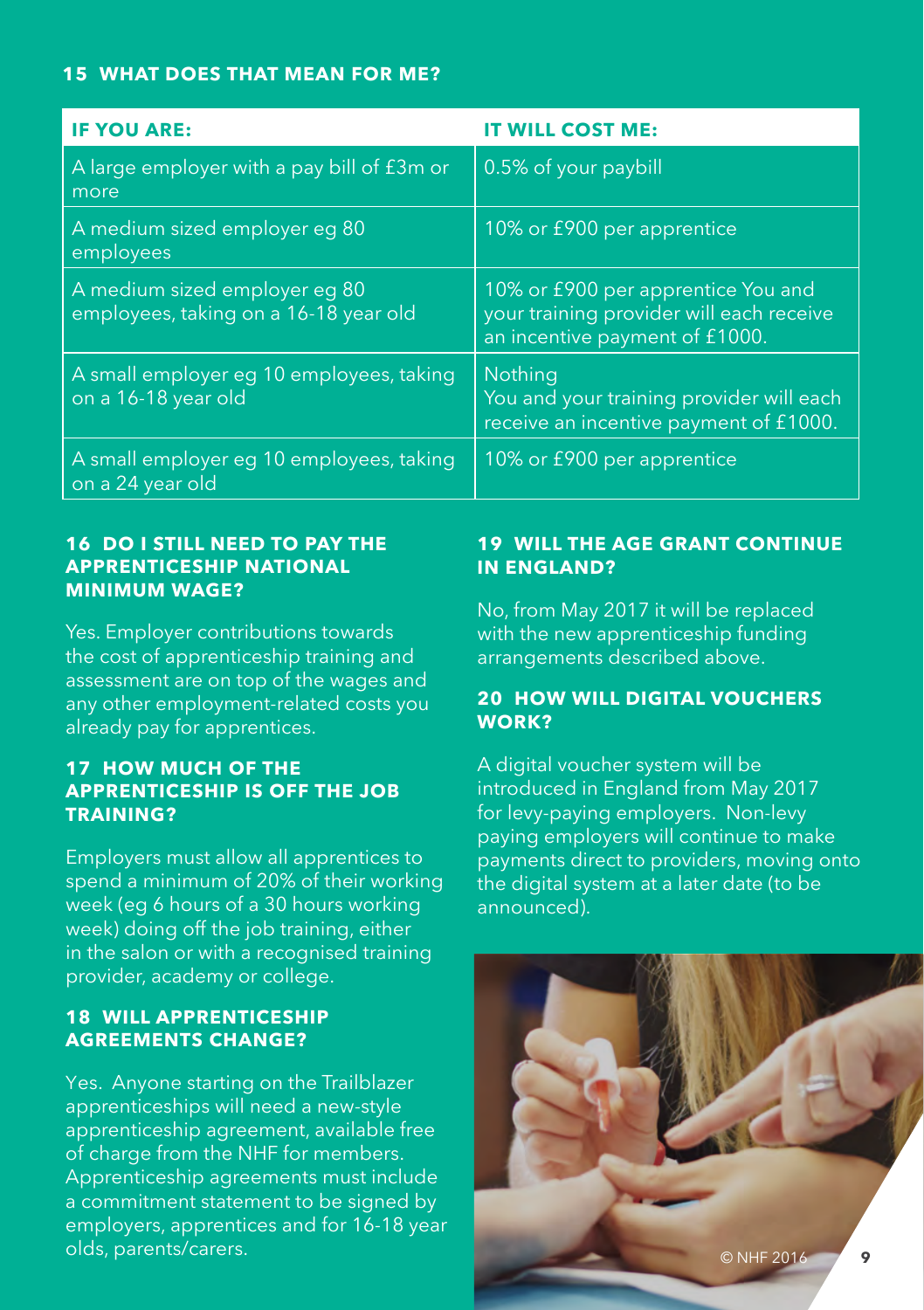### 15 WHAT DOES THAT MEAN FOR ME?

| IF YOU ARE: | IT WILL COST ME: |
|---|---|
| A large employer with a pay bill of £3m or more | 0.5% of your paybill |
| A medium sized employer eg 80 employees | 10% or £900 per apprentice |
| A medium sized employer eg 80 employees, taking on a 16-18 year old | 10% or £900 per apprentice You and your training provider will each receive an incentive payment of £1000. |
| A small employer eg 10 employees, taking on a 16-18 year old | Nothing<br>You and your training provider will each receive an incentive payment of £1000. |
| A small employer eg 10 employees, taking on a 24 year old | 10% or £900 per apprentice |

### 16 DO I STILL NEED TO PAY THE APPRENTICESHIP NATIONAL MINIMUM WAGE?

Yes. Employer contributions towards the cost of apprenticeship training and assessment are on top of the wages and any other employment-related costs you already pay for apprentices.

### 17 HOW MUCH OF THE APPRENTICESHIP IS OFF THE JOB TRAINING?

Employers must allow all apprentices to spend a minimum of 20% of their working week (eg 6 hours of a 30 hours working week) doing off the job training, either in the salon or with a recognised training provider, academy or college.

### 18 WILL APPRENTICESHIP AGREEMENTS CHANGE?

Yes. Anyone starting on the Trailblazer apprenticeships will need a new-style apprenticeship agreement, available free of charge from the NHF for members. Apprenticeship agreements must include a commitment statement to be signed by employers, apprentices and for 16-18 year olds, parents/carers.

### 19 WILL THE AGE GRANT CONTINUE IN ENGLAND?

No, from May 2017 it will be replaced with the new apprenticeship funding arrangements described above.

### 20 HOW WILL DIGITAL VOUCHERS WORK?

A digital voucher system will be introduced in England from May 2017 for levy-paying employers. Non-levy paying employers will continue to make payments direct to providers, moving onto the digital system at a later date (to be announced).

© NHF 2016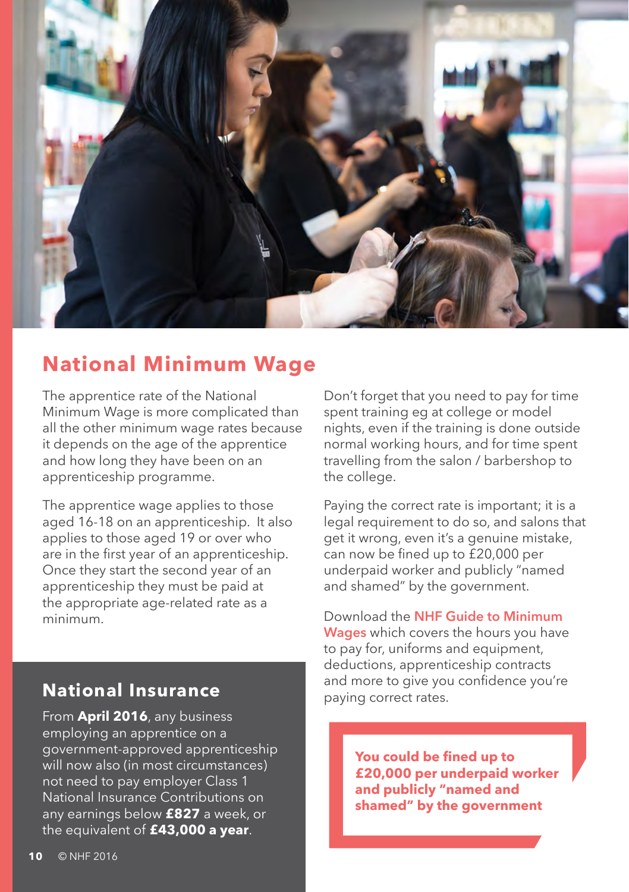## National Minimum Wage

The apprentice rate of the National Minimum Wage is more complicated than all the other minimum wage rates because it depends on the age of the apprentice and how long they have been on an apprenticeship programme.

The apprentice wage applies to those aged 16-18 on an apprenticeship. It also applies to those aged 19 or over who are in the first year of an apprenticeship. Once they start the second year of an apprenticeship they must be paid at the appropriate age-related rate as a minimum.

Don't forget that you need to pay for time spent training eg at college or model nights, even if the training is done outside normal working hours, and for time spent travelling from the salon / barbershop to the college.

Paying the correct rate is important; it is a legal requirement to do so, and salons that get it wrong, even it's a genuine mistake, can now be fined up to £20,000 per underpaid worker and publicly "named and shamed" by the government.

Download the NHF Guide to Minimum Wages which covers the hours you have to pay for, uniforms and equipment, deductions, apprenticeship contracts and more to give you confidence you're paying correct rates.

**You could be fined up to £20,000 per underpaid worker and publicly "named and shamed" by the government**

### National Insurance

From **April 2016**, any business employing an apprentice on a government-approved apprenticeship will now also (in most circumstances) not need to pay employer Class 1 National Insurance Contributions on any earnings below **£827** a week, or the equivalent of **£43,000 a year**.

© NHF 2016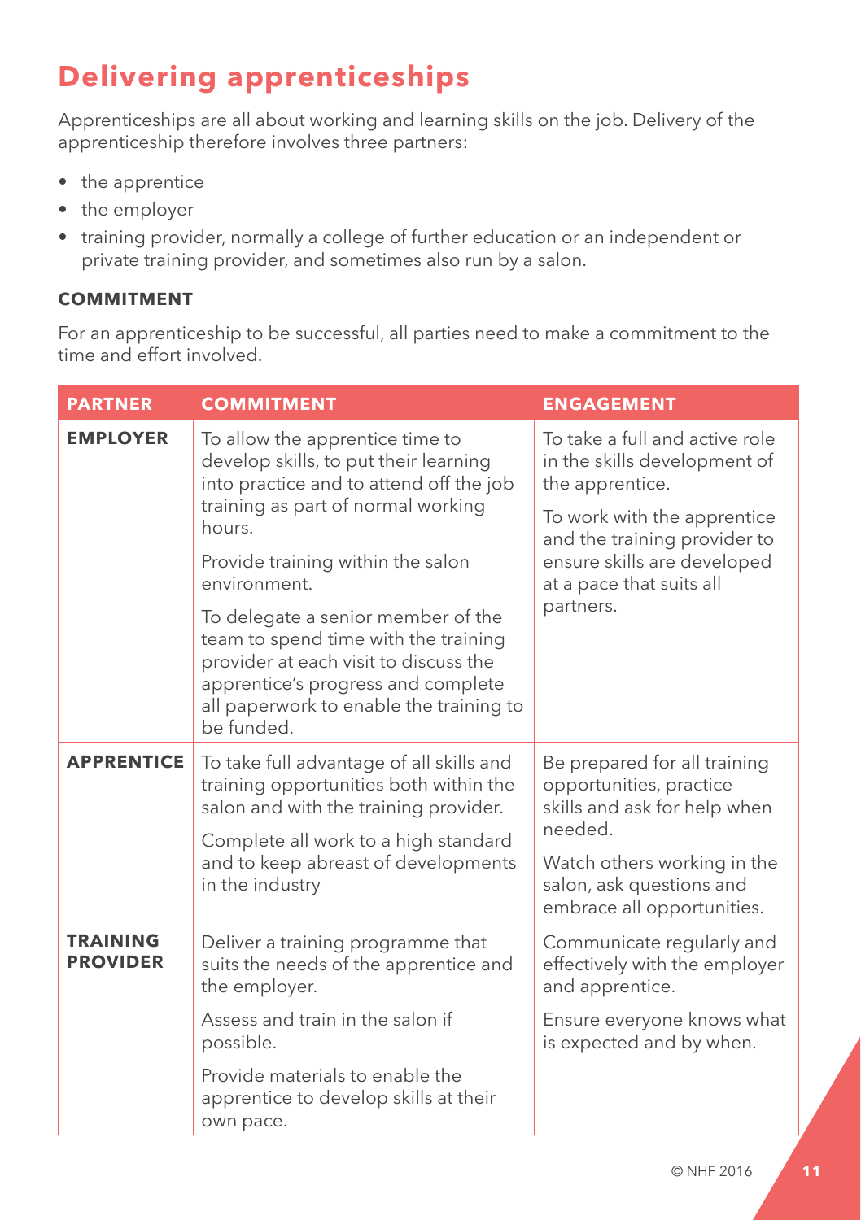# Delivering apprenticeships

Apprenticeships are all about working and learning skills on the job. Delivery of the apprenticeship therefore involves three partners:

- the apprentice
- the employer
- training provider, normally a college of further education or an independent or private training provider, and sometimes also run by a salon.

**COMMITMENT**

For an apprenticeship to be successful, all parties need to make a commitment to the time and effort involved.

| PARTNER | COMMITMENT | ENGAGEMENT |
|---|---|---|
| **EMPLOYER** | To allow the apprentice time to develop skills, to put their learning into practice and to attend off the job training as part of normal working hours.<br><br>Provide training within the salon environment.<br><br>To delegate a senior member of the team to spend time with the training provider at each visit to discuss the apprentice's progress and complete all paperwork to enable the training to be funded. | To take a full and active role in the skills development of the apprentice.<br><br>To work with the apprentice and the training provider to ensure skills are developed at a pace that suits all partners. |
| **APPRENTICE** | To take full advantage of all skills and training opportunities both within the salon and with the training provider.<br><br>Complete all work to a high standard and to keep abreast of developments in the industry | Be prepared for all training opportunities, practice skills and ask for help when needed.<br><br>Watch others working in the salon, ask questions and embrace all opportunities. |
| **TRAINING PROVIDER** | Deliver a training programme that suits the needs of the apprentice and the employer.<br><br>Assess and train in the salon if possible.<br><br>Provide materials to enable the apprentice to develop skills at their own pace. | Communicate regularly and effectively with the employer and apprentice.<br><br>Ensure everyone knows what is expected and by when. |

© NHF 2016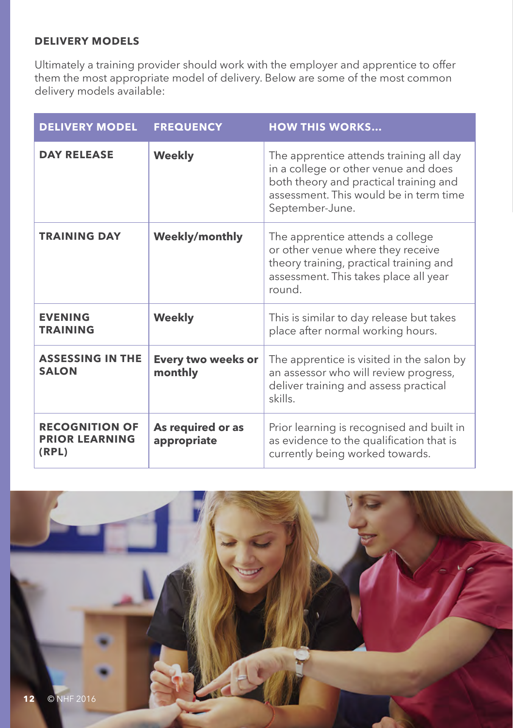## DELIVERY MODELS

Ultimately a training provider should work with the employer and apprentice to offer them the most appropriate model of delivery. Below are some of the most common delivery models available:

| DELIVERY MODEL | FREQUENCY | HOW THIS WORKS... |
|---|---|---|
| **DAY RELEASE** | **Weekly** | The apprentice attends training all day in a college or other venue and does both theory and practical training and assessment. This would be in term time September-June. |
| **TRAINING DAY** | **Weekly/monthly** | The apprentice attends a college or other venue where they receive theory training, practical training and assessment. This takes place all year round. |
| **EVENING TRAINING** | **Weekly** | This is similar to day release but takes place after normal working hours. |
| **ASSESSING IN THE SALON** | **Every two weeks or monthly** | The apprentice is visited in the salon by an assessor who will review progress, deliver training and assess practical skills. |
| **RECOGNITION OF PRIOR LEARNING (RPL)** | **As required or as appropriate** | Prior learning is recognised and built in as evidence to the qualification that is currently being worked towards. |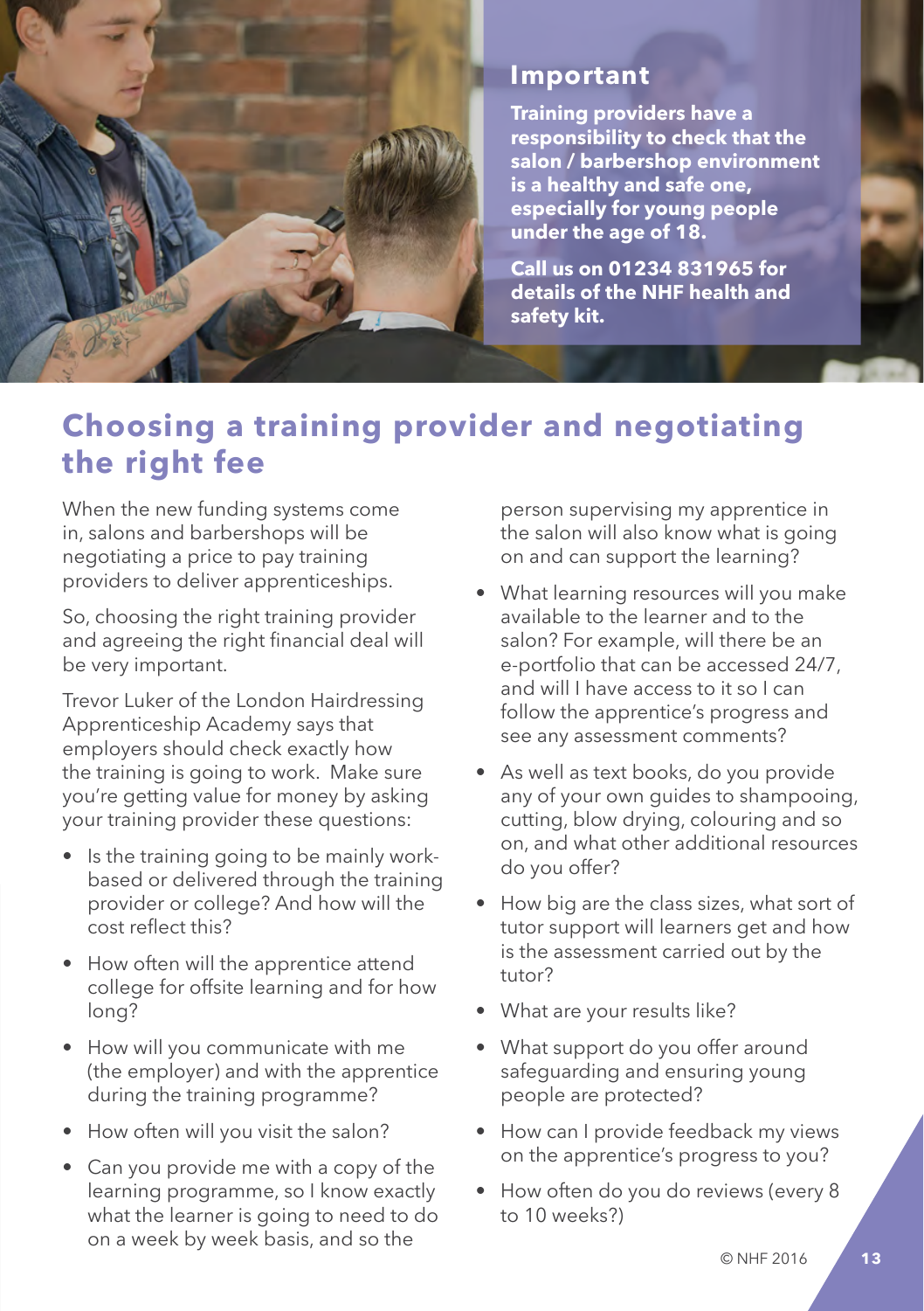## Important

**Training providers have a responsibility to check that the salon / barbershop environment is a healthy and safe one, especially for young people under the age of 18.**

**Call us on 01234 831965 for details of the NHF health and safety kit.**

# Choosing a training provider and negotiating the right fee

When the new funding systems come in, salons and barbershops will be negotiating a price to pay training providers to deliver apprenticeships.

So, choosing the right training provider and agreeing the right financial deal will be very important.

Trevor Luker of the London Hairdressing Apprenticeship Academy says that employers should check exactly how the training is going to work. Make sure you're getting value for money by asking your training provider these questions:

- Is the training going to be mainly work-based or delivered through the training provider or college? And how will the cost reflect this?
- How often will the apprentice attend college for offsite learning and for how long?
- How will you communicate with me (the employer) and with the apprentice during the training programme?
- How often will you visit the salon?
- Can you provide me with a copy of the learning programme, so I know exactly what the learner is going to need to do on a week by week basis, and so the person supervising my apprentice in the salon will also know what is going on and can support the learning?
- What learning resources will you make available to the learner and to the salon? For example, will there be an e-portfolio that can be accessed 24/7, and will I have access to it so I can follow the apprentice's progress and see any assessment comments?
- As well as text books, do you provide any of your own guides to shampooing, cutting, blow drying, colouring and so on, and what other additional resources do you offer?
- How big are the class sizes, what sort of tutor support will learners get and how is the assessment carried out by the tutor?
- What are your results like?
- What support do you offer around safeguarding and ensuring young people are protected?
- How can I provide feedback my views on the apprentice's progress to you?
- How often do you do reviews (every 8 to 10 weeks?)

© NHF 2016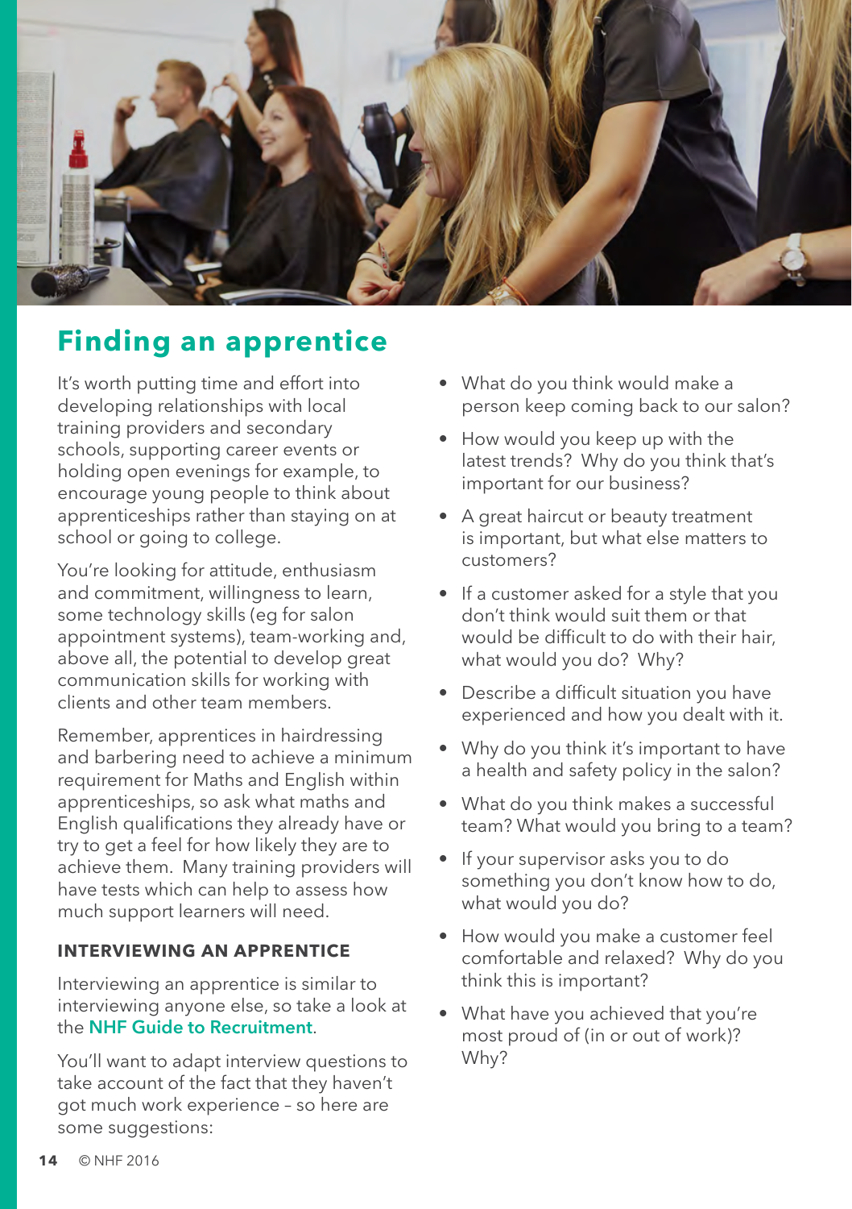## Finding an apprentice

It's worth putting time and effort into developing relationships with local training providers and secondary schools, supporting career events or holding open evenings for example, to encourage young people to think about apprenticeships rather than staying on at school or going to college.

You're looking for attitude, enthusiasm and commitment, willingness to learn, some technology skills (eg for salon appointment systems), team-working and, above all, the potential to develop great communication skills for working with clients and other team members.

Remember, apprentices in hairdressing and barbering need to achieve a minimum requirement for Maths and English within apprenticeships, so ask what maths and English qualifications they already have or try to get a feel for how likely they are to achieve them. Many training providers will have tests which can help to assess how much support learners will need.

### INTERVIEWING AN APPRENTICE

Interviewing an apprentice is similar to interviewing anyone else, so take a look at the **NHF Guide to Recruitment**.

You'll want to adapt interview questions to take account of the fact that they haven't got much work experience – so here are some suggestions:

- What do you think would make a person keep coming back to our salon?
- How would you keep up with the latest trends? Why do you think that's important for our business?
- A great haircut or beauty treatment is important, but what else matters to customers?
- If a customer asked for a style that you don't think would suit them or that would be difficult to do with their hair, what would you do? Why?
- Describe a difficult situation you have experienced and how you dealt with it.
- Why do you think it's important to have a health and safety policy in the salon?
- What do you think makes a successful team? What would you bring to a team?
- If your supervisor asks you to do something you don't know how to do, what would you do?
- How would you make a customer feel comfortable and relaxed? Why do you think this is important?
- What have you achieved that you're most proud of (in or out of work)? Why?

© NHF 2016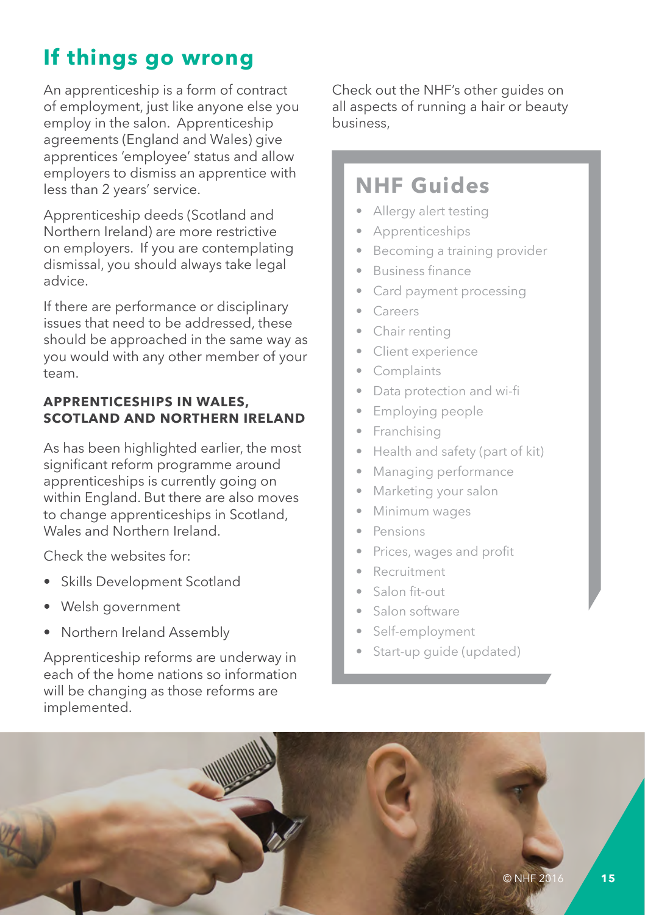## If things go wrong

An apprenticeship is a form of contract of employment, just like anyone else you employ in the salon. Apprenticeship agreements (England and Wales) give apprentices 'employee' status and allow employers to dismiss an apprentice with less than 2 years' service.

Apprenticeship deeds (Scotland and Northern Ireland) are more restrictive on employers. If you are contemplating dismissal, you should always take legal advice.

If there are performance or disciplinary issues that need to be addressed, these should be approached in the same way as you would with any other member of your team.

### APPRENTICESHIPS IN WALES, SCOTLAND AND NORTHERN IRELAND

As has been highlighted earlier, the most significant reform programme around apprenticeships is currently going on within England. But there are also moves to change apprenticeships in Scotland, Wales and Northern Ireland.

Check the websites for:

- Skills Development Scotland
- Welsh government
- Northern Ireland Assembly

Apprenticeship reforms are underway in each of the home nations so information will be changing as those reforms are implemented.

Check out the NHF's other guides on all aspects of running a hair or beauty business,

## NHF Guides

- Allergy alert testing
- Apprenticeships
- Becoming a training provider
- Business finance
- Card payment processing
- Careers
- Chair renting
- Client experience
- Complaints
- Data protection and wi-fi
- Employing people
- Franchising
- Health and safety (part of kit)
- Managing performance
- Marketing your salon
- Minimum wages
- Pensions
- Prices, wages and profit
- Recruitment
- Salon fit-out
- Salon software
- Self-employment
- Start-up guide (updated)

© NHF 2016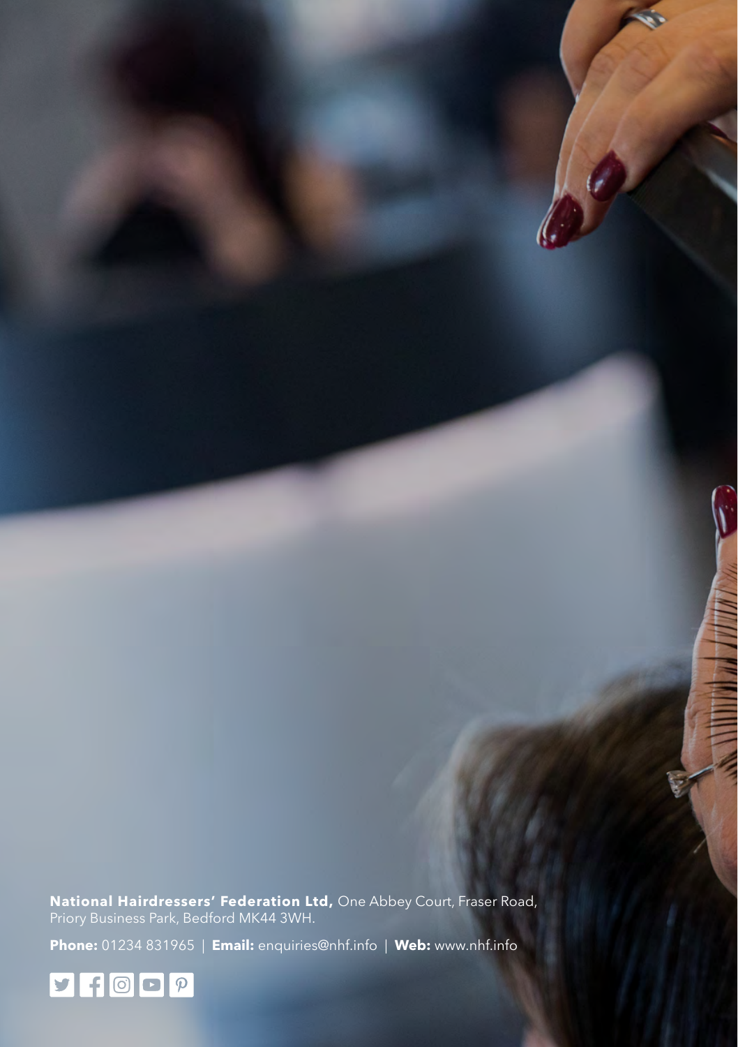**National Hairdressers' Federation Ltd,** One Abbey Court, Fraser Road, Priory Business Park, Bedford MK44 3WH.

**Phone:** 01234 831965 | **Email:** enquiries@nhf.info | **Web:** www.nhf.info